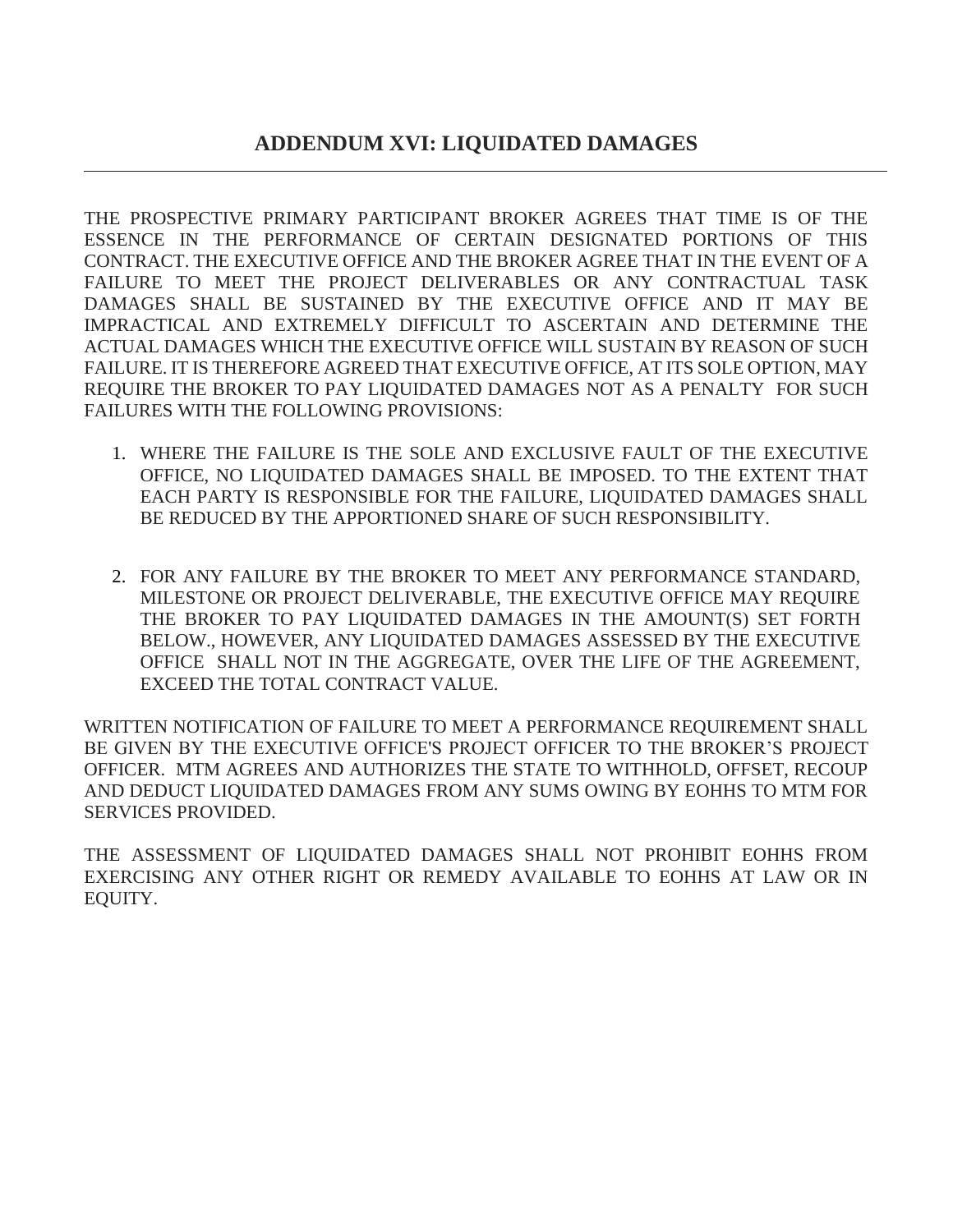## ADDENDUM XVI: LIQUIDATED DAMAGES

---

THE PROSPECTIVE PRIMARY PARTICIPANT BROKER AGREES THAT TIME IS OF THE ESSENCE IN THE PERFORMANCE OF CERTAIN DESIGNATED PORTIONS OF THIS CONTRACT. THE EXECUTIVE OFFICE AND THE BROKER AGREE THAT IN THE EVENT OF A FAILURE TO MEET THE PROJECT DELIVERABLES OR ANY CONTRACTUAL TASK DAMAGES SHALL BE SUSTAINED BY THE EXECUTIVE OFFICE AND IT MAY BE IMPRACTICAL AND EXTREMELY DIFFICULT TO ASCERTAIN AND DETERMINE THE ACTUAL DAMAGES WHICH THE EXECUTIVE OFFICE WILL SUSTAIN BY REASON OF SUCH FAILURE. IT IS THEREFORE AGREED THAT EXECUTIVE OFFICE, AT ITS SOLE OPTION, MAY REQUIRE THE BROKER TO PAY LIQUIDATED DAMAGES NOT AS A PENALTY FOR SUCH FAILURES WITH THE FOLLOWING PROVISIONS:

1. WHERE THE FAILURE IS THE SOLE AND EXCLUSIVE FAULT OF THE EXECUTIVE OFFICE, NO LIQUIDATED DAMAGES SHALL BE IMPOSED. TO THE EXTENT THAT EACH PARTY IS RESPONSIBLE FOR THE FAILURE, LIQUIDATED DAMAGES SHALL BE REDUCED BY THE APPORTIONED SHARE OF SUCH RESPONSIBILITY.

2. FOR ANY FAILURE BY THE BROKER TO MEET ANY PERFORMANCE STANDARD, MILESTONE OR PROJECT DELIVERABLE, THE EXECUTIVE OFFICE MAY REQUIRE THE BROKER TO PAY LIQUIDATED DAMAGES IN THE AMOUNT(S) SET FORTH BELOW., HOWEVER, ANY LIQUIDATED DAMAGES ASSESSED BY THE EXECUTIVE OFFICE SHALL NOT IN THE AGGREGATE, OVER THE LIFE OF THE AGREEMENT, EXCEED THE TOTAL CONTRACT VALUE.

WRITTEN NOTIFICATION OF FAILURE TO MEET A PERFORMANCE REQUIREMENT SHALL BE GIVEN BY THE EXECUTIVE OFFICE'S PROJECT OFFICER TO THE BROKER'S PROJECT OFFICER. MTM AGREES AND AUTHORIZES THE STATE TO WITHHOLD, OFFSET, RECOUP AND DEDUCT LIQUIDATED DAMAGES FROM ANY SUMS OWING BY EOHHS TO MTM FOR SERVICES PROVIDED.

THE ASSESSMENT OF LIQUIDATED DAMAGES SHALL NOT PROHIBIT EOHHS FROM EXERCISING ANY OTHER RIGHT OR REMEDY AVAILABLE TO EOHHS AT LAW OR IN EQUITY.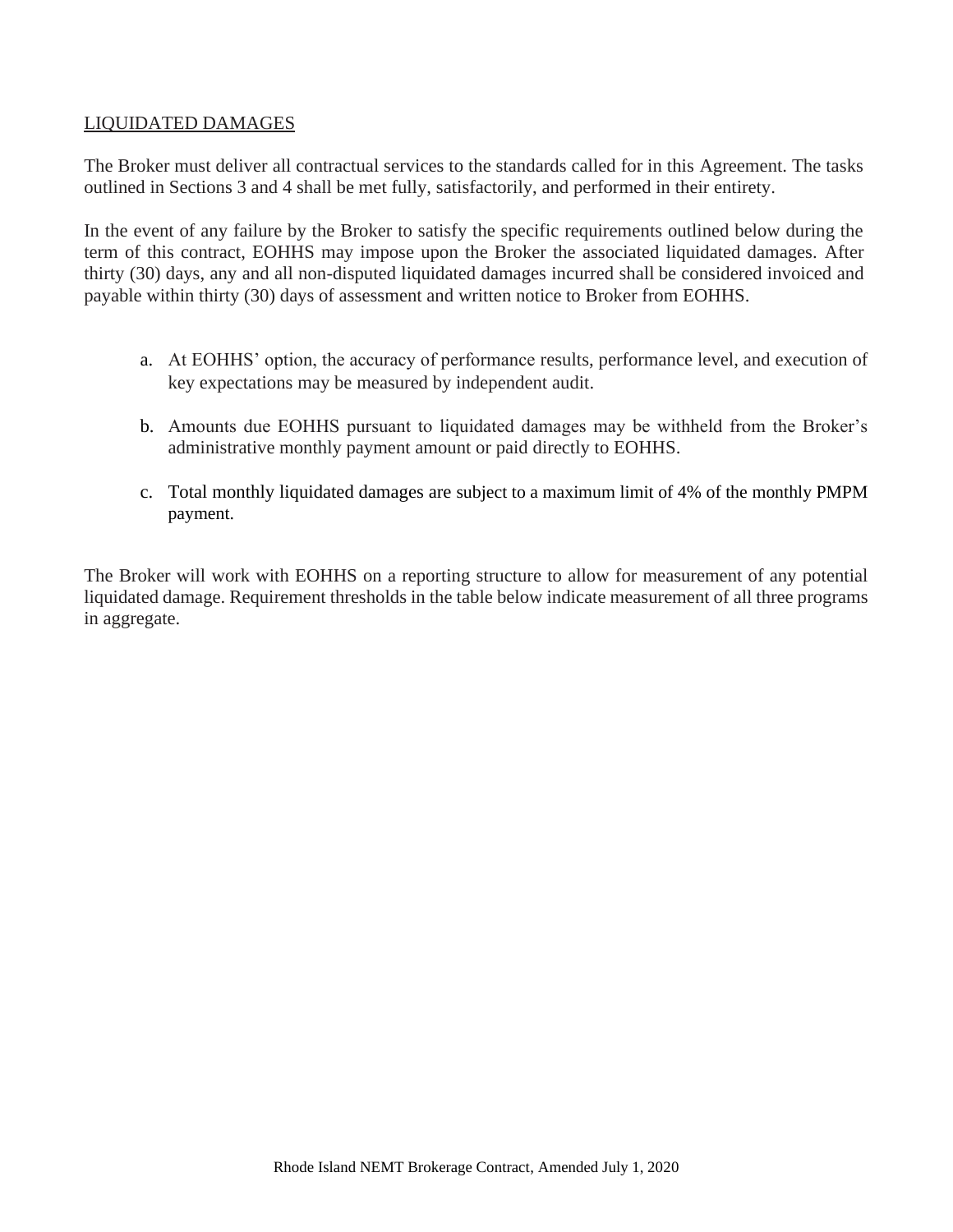## LIQUIDATED DAMAGES

The Broker must deliver all contractual services to the standards called for in this Agreement. The tasks outlined in Sections 3 and 4 shall be met fully, satisfactorily, and performed in their entirety.

In the event of any failure by the Broker to satisfy the specific requirements outlined below during the term of this contract, EOHHS may impose upon the Broker the associated liquidated damages. After thirty (30) days, any and all non-disputed liquidated damages incurred shall be considered invoiced and payable within thirty (30) days of assessment and written notice to Broker from EOHHS.

a. At EOHHS' option, the accuracy of performance results, performance level, and execution of key expectations may be measured by independent audit.

b. Amounts due EOHHS pursuant to liquidated damages may be withheld from the Broker's administrative monthly payment amount or paid directly to EOHHS.

c. Total monthly liquidated damages are subject to a maximum limit of 4% of the monthly PMPM payment.

The Broker will work with EOHHS on a reporting structure to allow for measurement of any potential liquidated damage. Requirement thresholds in the table below indicate measurement of all three programs in aggregate.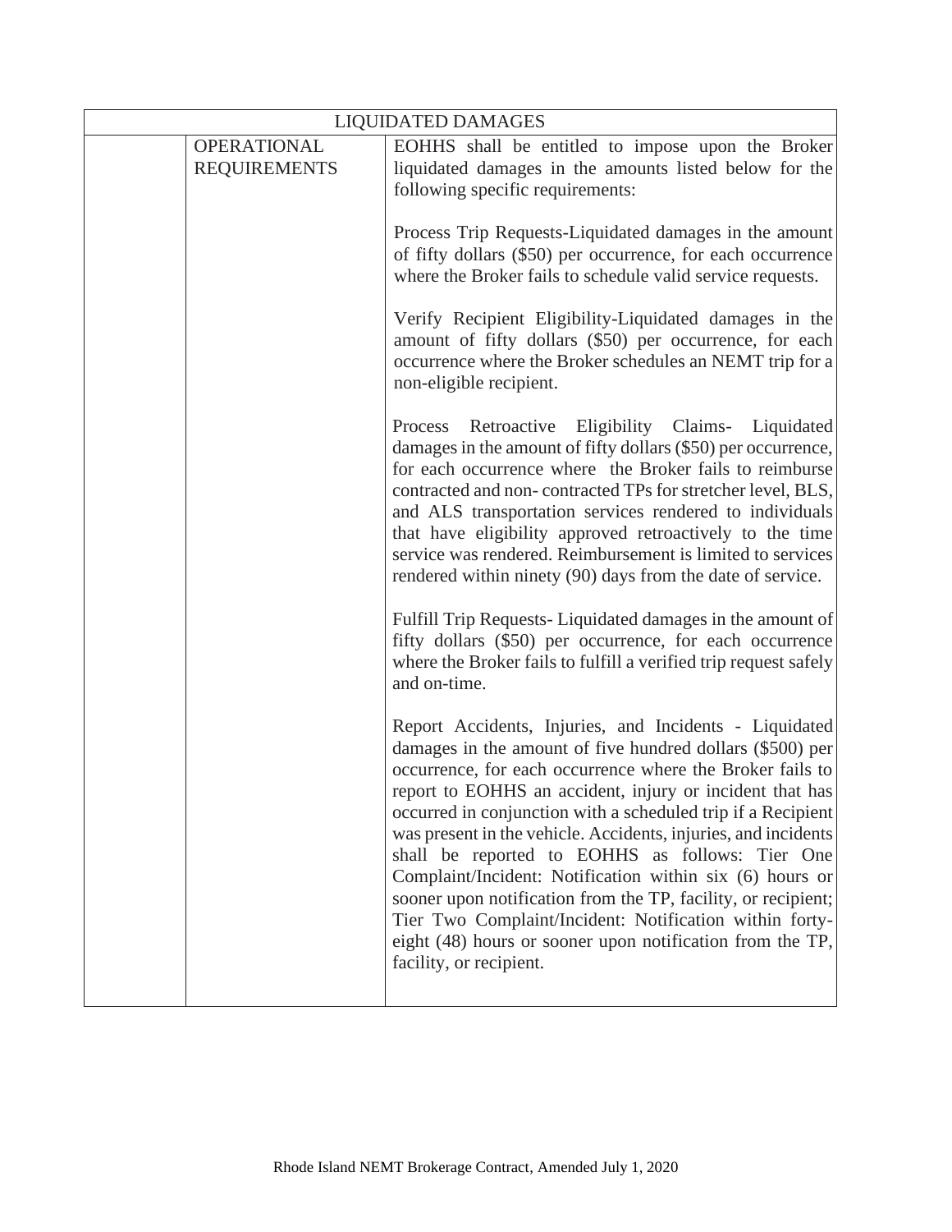| LIQUIDATED DAMAGES | | |
|---|---|---|
| | OPERATIONAL REQUIREMENTS | EOHHS shall be entitled to impose upon the Broker liquidated damages in the amounts listed below for the following specific requirements:<br><br>Process Trip Requests-Liquidated damages in the amount of fifty dollars ($50) per occurrence, for each occurrence where the Broker fails to schedule valid service requests.<br><br>Verify Recipient Eligibility-Liquidated damages in the amount of fifty dollars ($50) per occurrence, for each occurrence where the Broker schedules an NEMT trip for a non-eligible recipient.<br><br>Process Retroactive Eligibility Claims- Liquidated damages in the amount of fifty dollars ($50) per occurrence, for each occurrence where the Broker fails to reimburse contracted and non- contracted TPs for stretcher level, BLS, and ALS transportation services rendered to individuals that have eligibility approved retroactively to the time service was rendered. Reimbursement is limited to services rendered within ninety (90) days from the date of service.<br><br>Fulfill Trip Requests- Liquidated damages in the amount of fifty dollars ($50) per occurrence, for each occurrence where the Broker fails to fulfill a verified trip request safely and on-time.<br><br>Report Accidents, Injuries, and Incidents - Liquidated damages in the amount of five hundred dollars ($500) per occurrence, for each occurrence where the Broker fails to report to EOHHS an accident, injury or incident that has occurred in conjunction with a scheduled trip if a Recipient was present in the vehicle. Accidents, injuries, and incidents shall be reported to EOHHS as follows: Tier One Complaint/Incident: Notification within six (6) hours or sooner upon notification from the TP, facility, or recipient; Tier Two Complaint/Incident: Notification within forty-eight (48) hours or sooner upon notification from the TP, facility, or recipient. |

Rhode Island NEMT Brokerage Contract, Amended July 1, 2020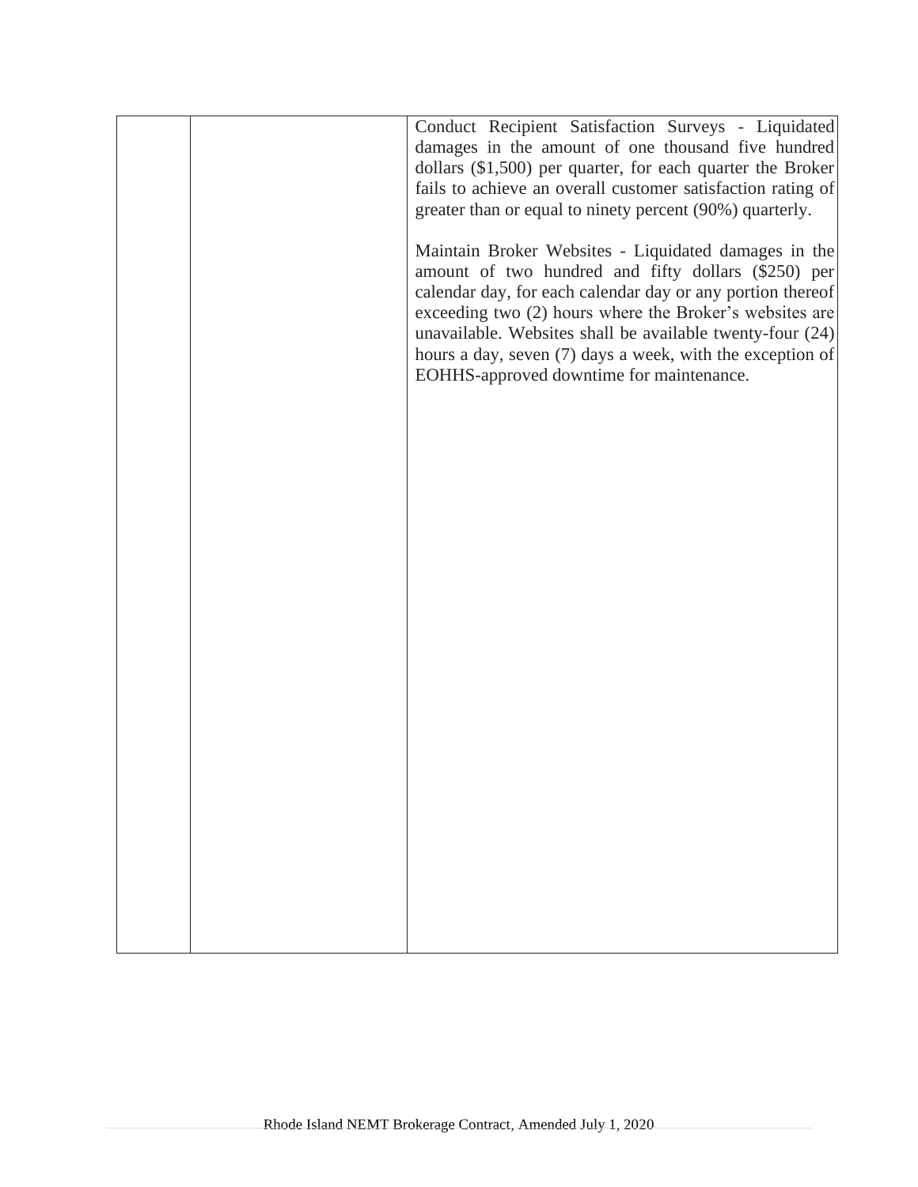| | | |
|---|---|---|
| | | Conduct Recipient Satisfaction Surveys - Liquidated damages in the amount of one thousand five hundred dollars ($1,500) per quarter, for each quarter the Broker fails to achieve an overall customer satisfaction rating of greater than or equal to ninety percent (90%) quarterly.<br><br>Maintain Broker Websites - Liquidated damages in the amount of two hundred and fifty dollars ($250) per calendar day, for each calendar day or any portion thereof exceeding two (2) hours where the Broker's websites are unavailable. Websites shall be available twenty-four (24) hours a day, seven (7) days a week, with the exception of EOHHS-approved downtime for maintenance. |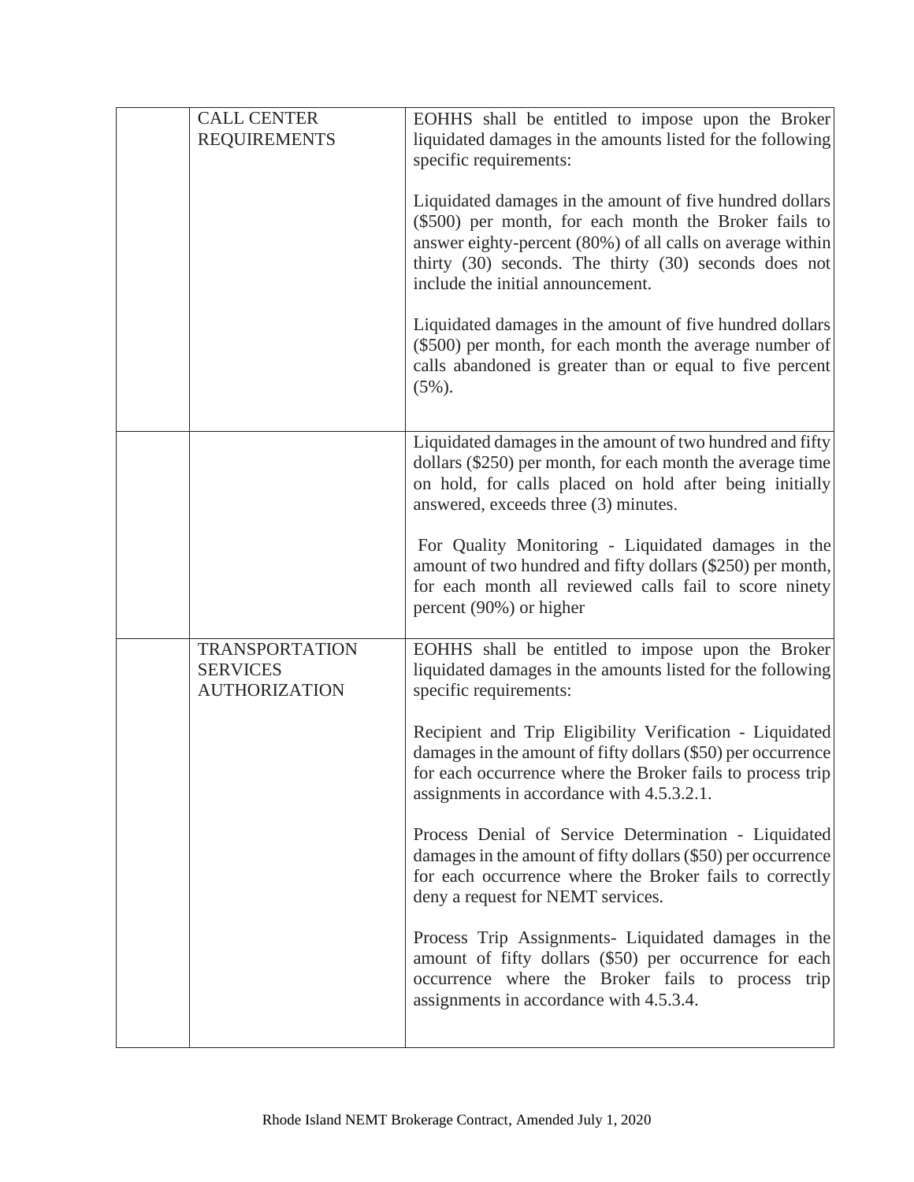| | | |
|---|---|---|
| | CALL CENTER REQUIREMENTS | EOHHS shall be entitled to impose upon the Broker liquidated damages in the amounts listed for the following specific requirements:<br><br>Liquidated damages in the amount of five hundred dollars ($500) per month, for each month the Broker fails to answer eighty-percent (80%) of all calls on average within thirty (30) seconds. The thirty (30) seconds does not include the initial announcement.<br><br>Liquidated damages in the amount of five hundred dollars ($500) per month, for each month the average number of calls abandoned is greater than or equal to five percent (5%). |
| | | Liquidated damages in the amount of two hundred and fifty dollars ($250) per month, for each month the average time on hold, for calls placed on hold after being initially answered, exceeds three (3) minutes.<br><br>For Quality Monitoring - Liquidated damages in the amount of two hundred and fifty dollars ($250) per month, for each month all reviewed calls fail to score ninety percent (90%) or higher |
| | TRANSPORTATION SERVICES AUTHORIZATION | EOHHS shall be entitled to impose upon the Broker liquidated damages in the amounts listed for the following specific requirements:<br><br>Recipient and Trip Eligibility Verification - Liquidated damages in the amount of fifty dollars ($50) per occurrence for each occurrence where the Broker fails to process trip assignments in accordance with 4.5.3.2.1.<br><br>Process Denial of Service Determination - Liquidated damages in the amount of fifty dollars ($50) per occurrence for each occurrence where the Broker fails to correctly deny a request for NEMT services.<br><br>Process Trip Assignments- Liquidated damages in the amount of fifty dollars ($50) per occurrence for each occurrence where the Broker fails to process trip assignments in accordance with 4.5.3.4. |

Rhode Island NEMT Brokerage Contract, Amended July 1, 2020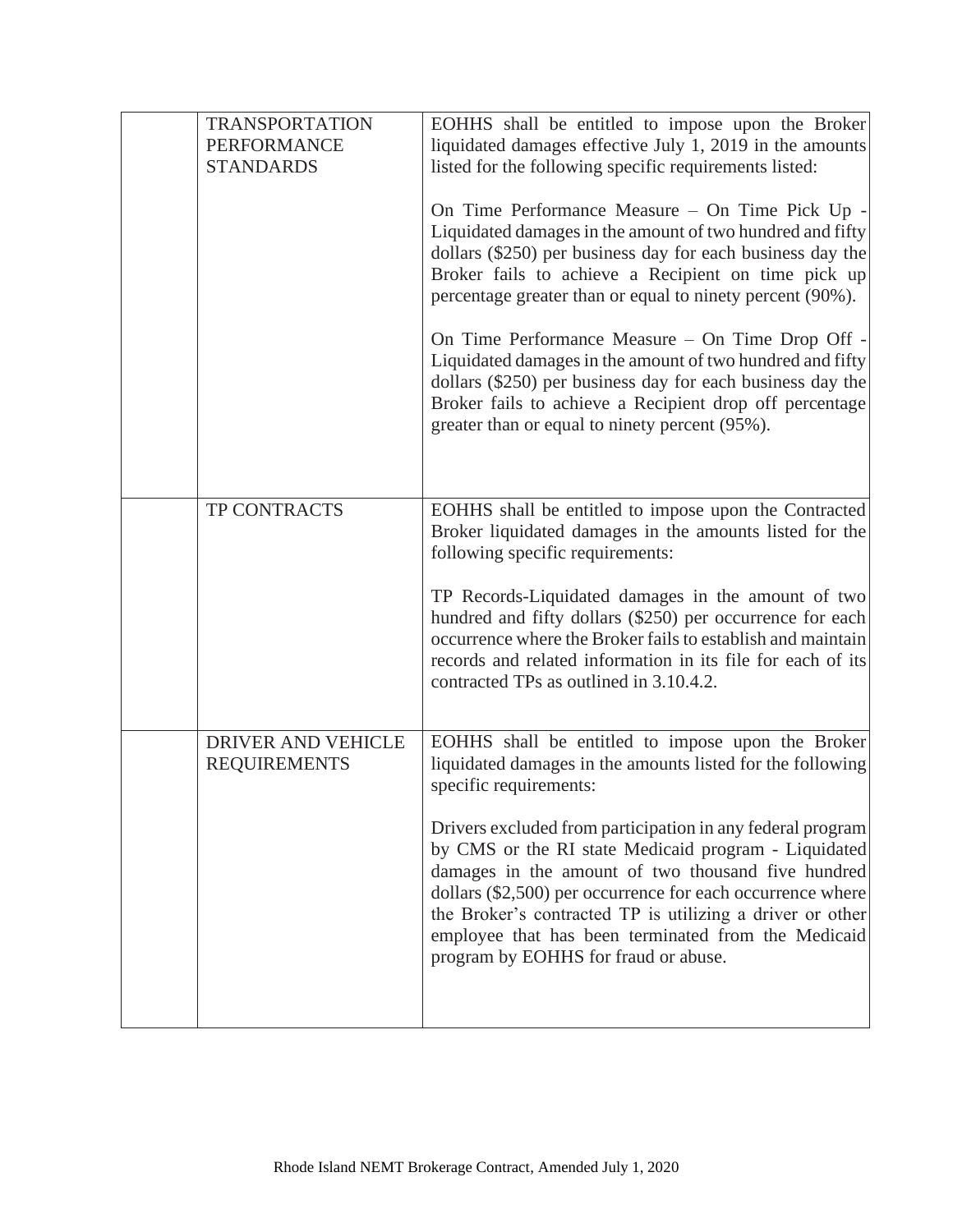|  |  |  |
|---|---|---|
|  | TRANSPORTATION PERFORMANCE STANDARDS | EOHHS shall be entitled to impose upon the Broker liquidated damages effective July 1, 2019 in the amounts listed for the following specific requirements listed:<br><br>On Time Performance Measure – On Time Pick Up - Liquidated damages in the amount of two hundred and fifty dollars ($250) per business day for each business day the Broker fails to achieve a Recipient on time pick up percentage greater than or equal to ninety percent (90%).<br><br>On Time Performance Measure – On Time Drop Off - Liquidated damages in the amount of two hundred and fifty dollars ($250) per business day for each business day the Broker fails to achieve a Recipient drop off percentage greater than or equal to ninety percent (95%). |
|  | TP CONTRACTS | EOHHS shall be entitled to impose upon the Contracted Broker liquidated damages in the amounts listed for the following specific requirements:<br><br>TP Records-Liquidated damages in the amount of two hundred and fifty dollars ($250) per occurrence for each occurrence where the Broker fails to establish and maintain records and related information in its file for each of its contracted TPs as outlined in 3.10.4.2. |
|  | DRIVER AND VEHICLE REQUIREMENTS | EOHHS shall be entitled to impose upon the Broker liquidated damages in the amounts listed for the following specific requirements:<br><br>Drivers excluded from participation in any federal program by CMS or the RI state Medicaid program - Liquidated damages in the amount of two thousand five hundred dollars ($2,500) per occurrence for each occurrence where the Broker's contracted TP is utilizing a driver or other employee that has been terminated from the Medicaid program by EOHHS for fraud or abuse. |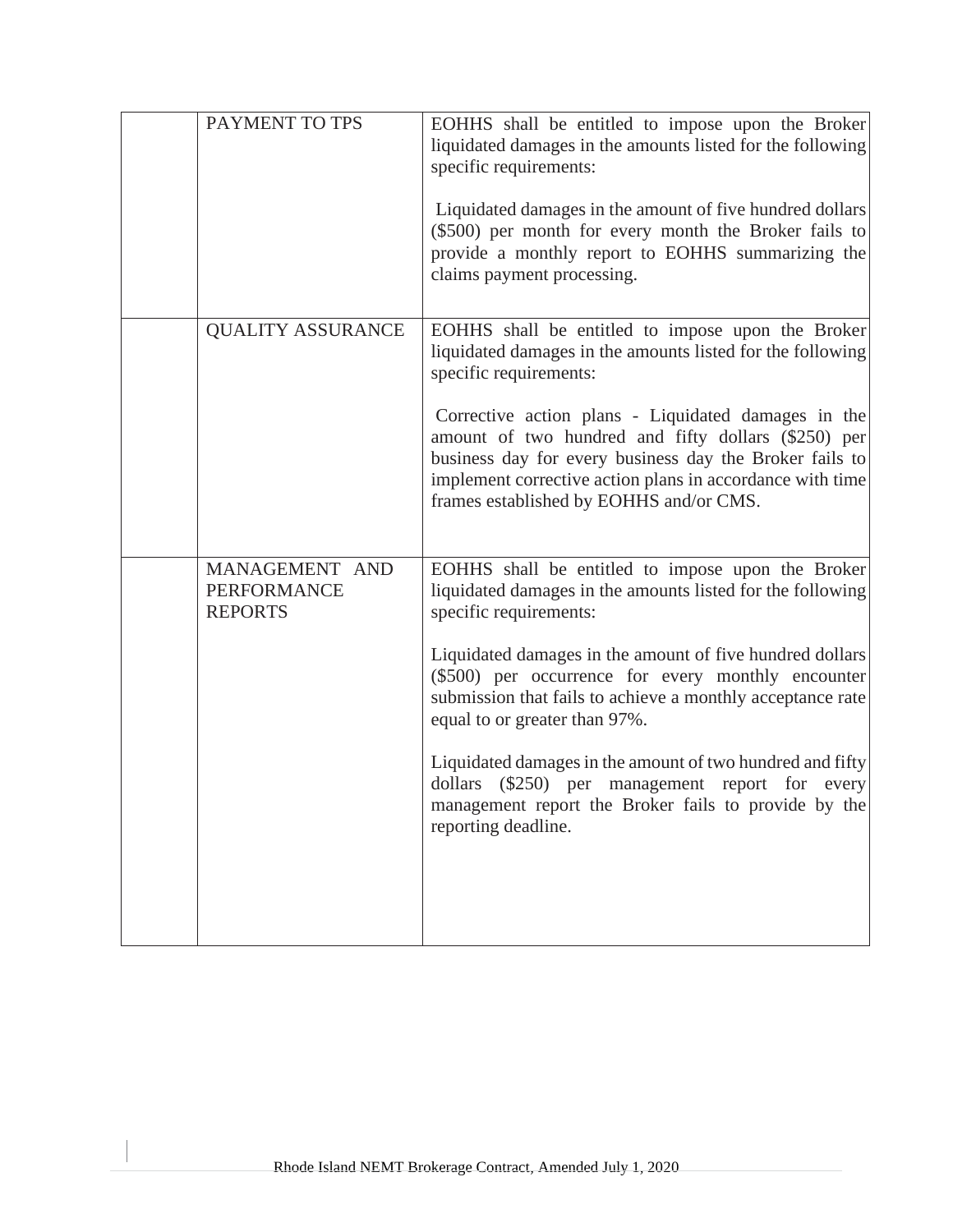|  |  |  |
|---|---|---|
|  | PAYMENT TO TPS | EOHHS shall be entitled to impose upon the Broker liquidated damages in the amounts listed for the following specific requirements:<br><br>Liquidated damages in the amount of five hundred dollars ($500) per month for every month the Broker fails to provide a monthly report to EOHHS summarizing the claims payment processing. |
|  | QUALITY ASSURANCE | EOHHS shall be entitled to impose upon the Broker liquidated damages in the amounts listed for the following specific requirements:<br><br>Corrective action plans - Liquidated damages in the amount of two hundred and fifty dollars ($250) per business day for every business day the Broker fails to implement corrective action plans in accordance with time frames established by EOHHS and/or CMS. |
|  | MANAGEMENT AND PERFORMANCE REPORTS | EOHHS shall be entitled to impose upon the Broker liquidated damages in the amounts listed for the following specific requirements:<br><br>Liquidated damages in the amount of five hundred dollars ($500) per occurrence for every monthly encounter submission that fails to achieve a monthly acceptance rate equal to or greater than 97%.<br><br>Liquidated damages in the amount of two hundred and fifty dollars ($250) per management report for every management report the Broker fails to provide by the reporting deadline. |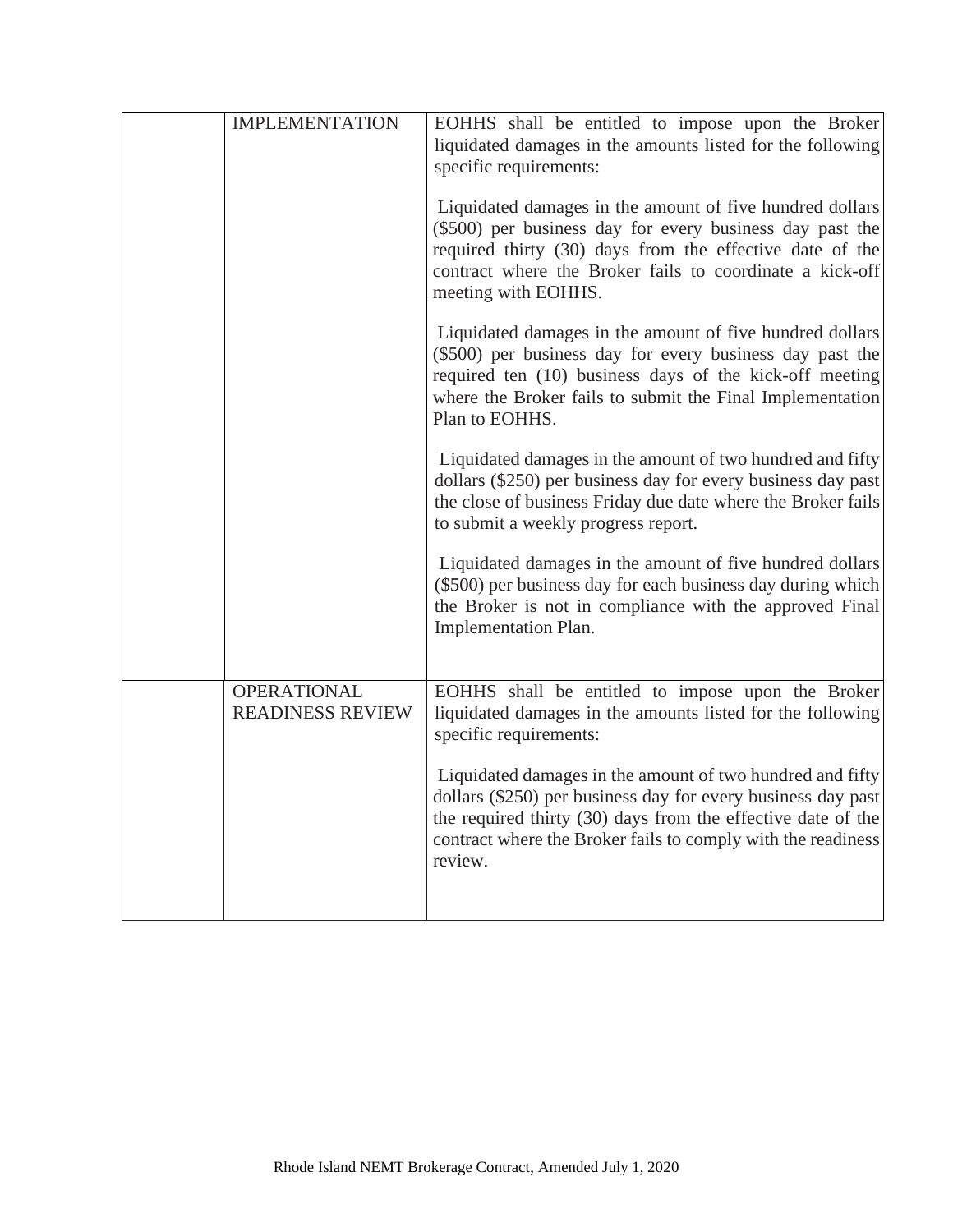| | | |
|---|---|---|
| | IMPLEMENTATION | EOHHS shall be entitled to impose upon the Broker liquidated damages in the amounts listed for the following specific requirements:<br><br>Liquidated damages in the amount of five hundred dollars ($500) per business day for every business day past the required thirty (30) days from the effective date of the contract where the Broker fails to coordinate a kick-off meeting with EOHHS.<br><br>Liquidated damages in the amount of five hundred dollars ($500) per business day for every business day past the required ten (10) business days of the kick-off meeting where the Broker fails to submit the Final Implementation Plan to EOHHS.<br><br>Liquidated damages in the amount of two hundred and fifty dollars ($250) per business day for every business day past the close of business Friday due date where the Broker fails to submit a weekly progress report.<br><br>Liquidated damages in the amount of five hundred dollars ($500) per business day for each business day during which the Broker is not in compliance with the approved Final Implementation Plan. |
| | OPERATIONAL READINESS REVIEW | EOHHS shall be entitled to impose upon the Broker liquidated damages in the amounts listed for the following specific requirements:<br><br>Liquidated damages in the amount of two hundred and fifty dollars ($250) per business day for every business day past the required thirty (30) days from the effective date of the contract where the Broker fails to comply with the readiness review. |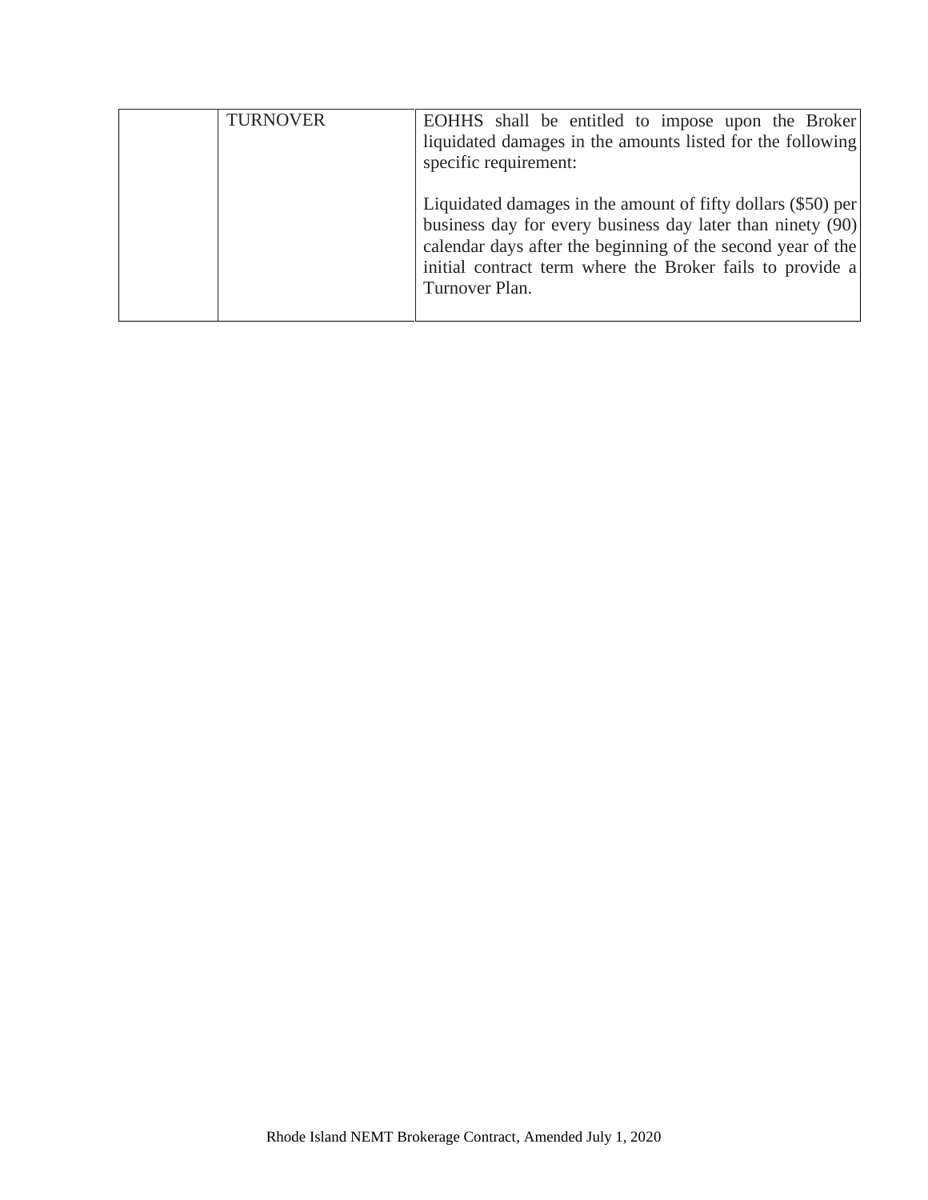| | | |
|---|---|---|
| | TURNOVER | EOHHS shall be entitled to impose upon the Broker liquidated damages in the amounts listed for the following specific requirement:<br><br>Liquidated damages in the amount of fifty dollars ($50) per business day for every business day later than ninety (90) calendar days after the beginning of the second year of the initial contract term where the Broker fails to provide a Turnover Plan. |